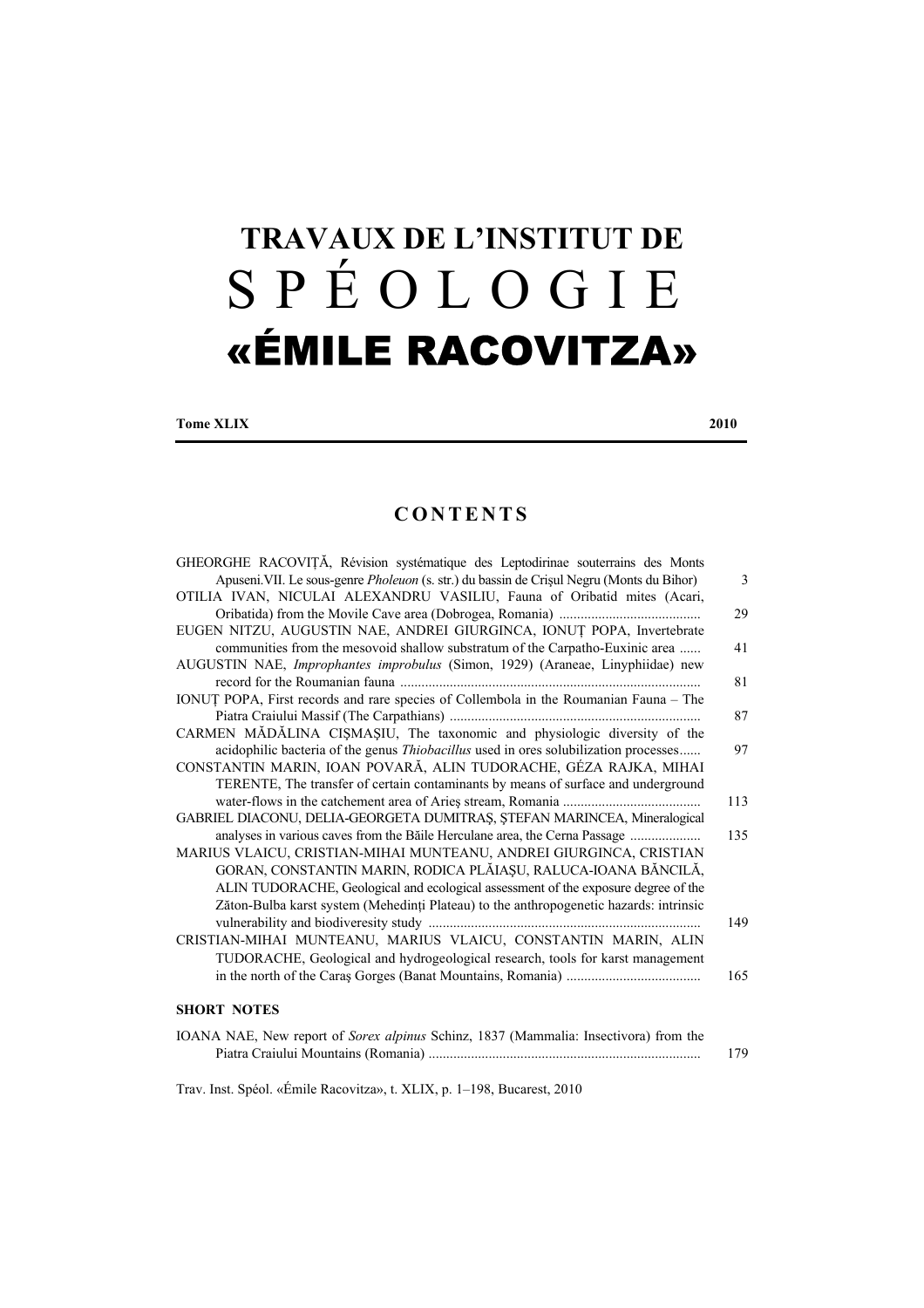# TRAVAUX DE L'INSTITUT DE SPÉOLOGIE «ÉMILE RACOVITZA»

**Tome XLIX** **2010**

## CONTENTS

GHEORGHE RACOVIȚĂ, Révision systématique des Leptodirinae souterrains des Monts Apuseni.VII. Le sous-genre *Pholeuon* (s. str.) du bassin de Crișul Negru (Monts du Bihor) ..... 3

OTILIA IVAN, NICULAI ALEXANDRU VASILIU, Fauna of Oribatid mites (Acari, Oribatida) from the Movile Cave area (Dobrogea, Romania) ..... 29

EUGEN NITZU, AUGUSTIN NAE, ANDREI GIURGINCA, IONUȚ POPA, Invertebrate communities from the mesovoid shallow substratum of the Carpatho-Euxinic area ..... 41

AUGUSTIN NAE, *Improphantes improbulus* (Simon, 1929) (Araneae, Linyphiidae) new record for the Roumanian fauna ..... 81

IONUȚ POPA, First records and rare species of Collembola in the Roumanian Fauna – The Piatra Craiului Massif (The Carpathians) ..... 87

CARMEN MĂDĂLINA CIȘMAȘIU, The taxonomic and physiologic diversity of the acidophilic bacteria of the genus *Thiobacillus* used in ores solubilization processes...... 97

CONSTANTIN MARIN, IOAN POVARĂ, ALIN TUDORACHE, GÉZA RAJKA, MIHAI TERENTE, The transfer of certain contaminants by means of surface and underground water-flows in the catchement area of Arieș stream, Romania ..... 113

GABRIEL DIACONU, DELIA-GEORGETA DUMITRAȘ, ȘTEFAN MARINCEA, Mineralogical analyses in various caves from the Băile Herculane area, the Cerna Passage ..... 135

MARIUS VLAICU, CRISTIAN-MIHAI MUNTEANU, ANDREI GIURGINCA, CRISTIAN GORAN, CONSTANTIN MARIN, RODICA PLĂIAȘU, RALUCA-IOANA BĂNCILĂ, ALIN TUDORACHE, Geological and ecological assessment of the exposure degree of the Zăton-Bulba karst system (Mehedinți Plateau) to the anthropogenetic hazards: intrinsic vulnerability and biodiveresity study ..... 149

CRISTIAN-MIHAI MUNTEANU, MARIUS VLAICU, CONSTANTIN MARIN, ALIN TUDORACHE, Geological and hydrogeological research, tools for karst management in the north of the Caraș Gorges (Banat Mountains, Romania) ..... 165

### SHORT NOTES

IOANA NAE, New report of *Sorex alpinus* Schinz, 1837 (Mammalia: Insectivora) from the Piatra Craiului Mountains (Romania) ..... 179

Trav. Inst. Spéol. «Émile Racovitza», t. XLIX, p. 1–198, Bucarest, 2010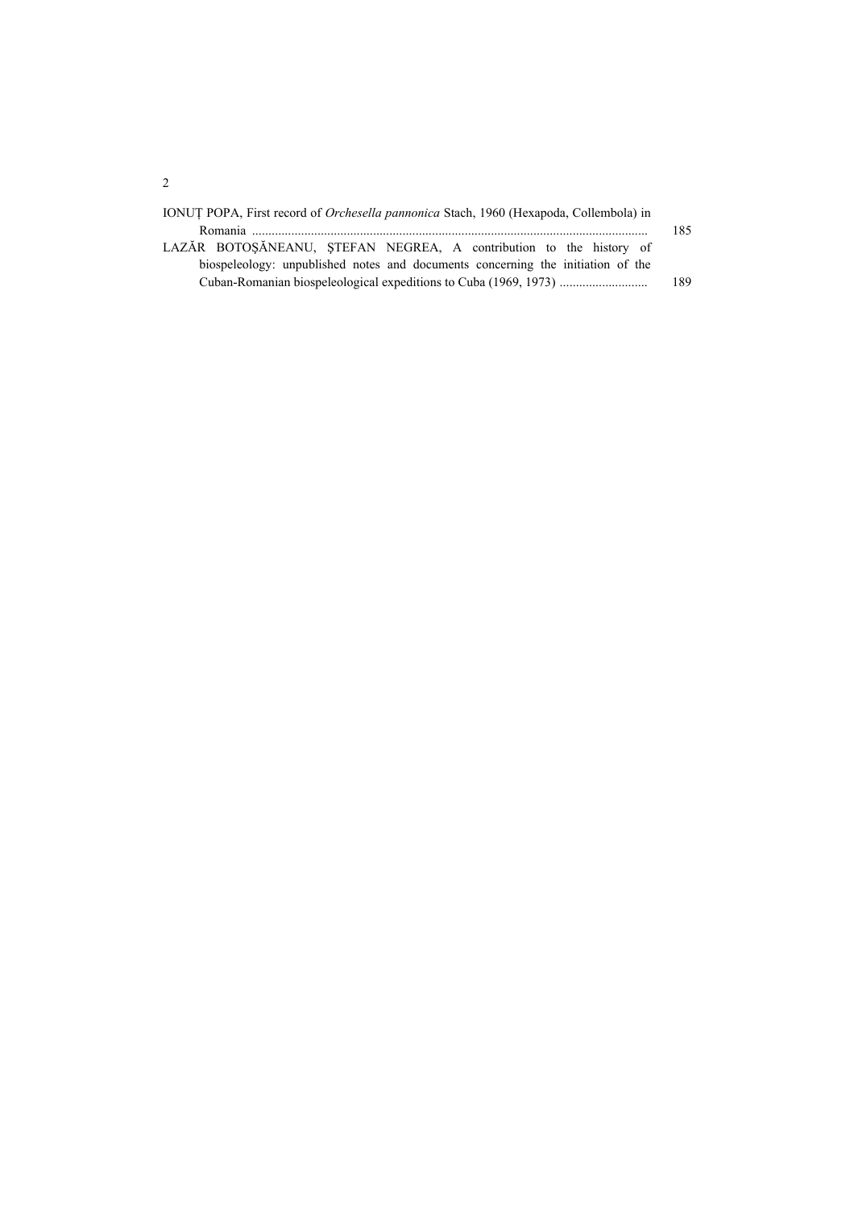IONUȚ POPA, First record of *Orchesella pannonica* Stach, 1960 (Hexapoda, Collembola) in Romania ........................................................................................................................ 185

LAZĂR BOTOȘĂNEANU, ȘTEFAN NEGREA, A contribution to the history of biospeleology: unpublished notes and documents concerning the initiation of the Cuban-Romanian biospeleological expeditions to Cuba (1969, 1973) ........................... 189